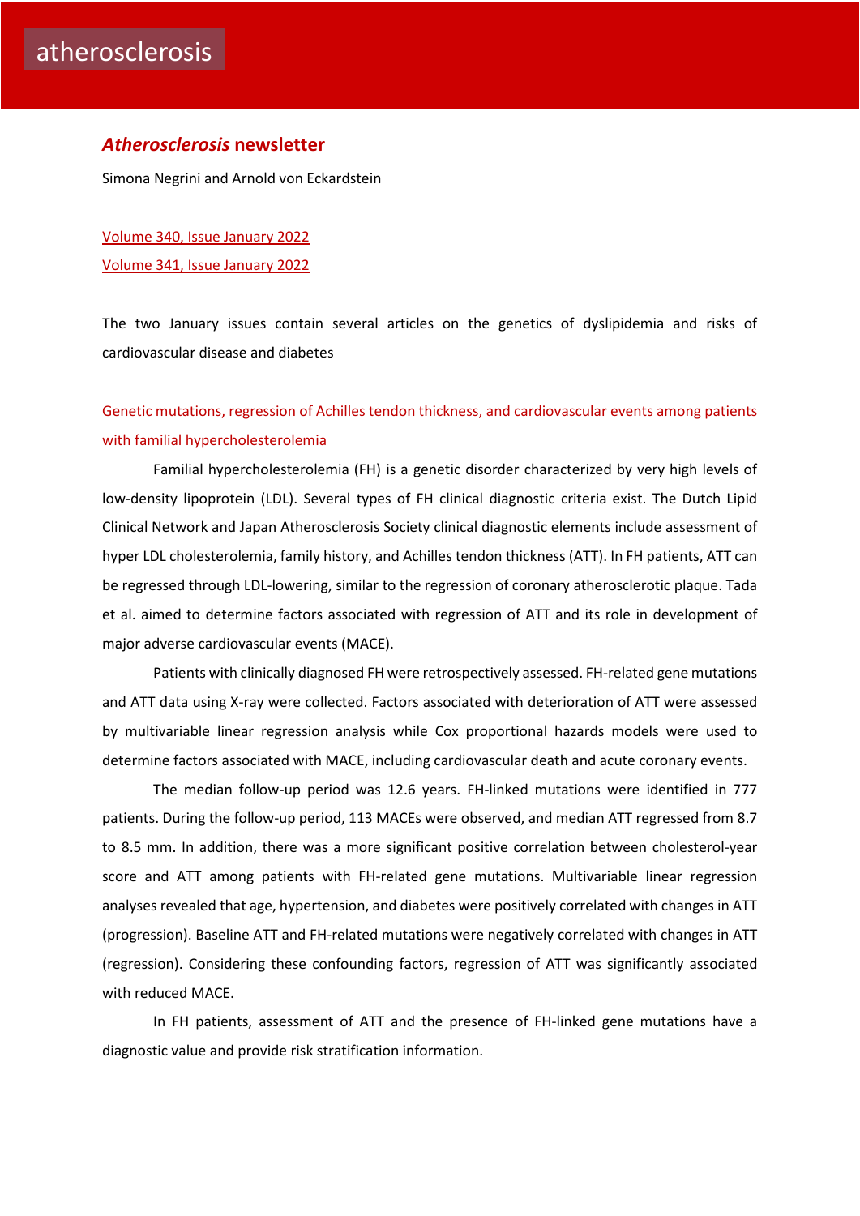atherosclerosis

# *Atherosclerosis* newsletter

Simona Negrini and Arnold von Eckardstein

Volume 340, Issue January 2022

Volume 341, Issue January 2022

The two January issues contain several articles on the genetics of dyslipidemia and risks of cardiovascular disease and diabetes

## Genetic mutations, regression of Achilles tendon thickness, and cardiovascular events among patients with familial hypercholesterolemia

Familial hypercholesterolemia (FH) is a genetic disorder characterized by very high levels of low-density lipoprotein (LDL). Several types of FH clinical diagnostic criteria exist. The Dutch Lipid Clinical Network and Japan Atherosclerosis Society clinical diagnostic elements include assessment of hyper LDL cholesterolemia, family history, and Achilles tendon thickness (ATT). In FH patients, ATT can be regressed through LDL-lowering, similar to the regression of coronary atherosclerotic plaque. Tada et al. aimed to determine factors associated with regression of ATT and its role in development of major adverse cardiovascular events (MACE).

Patients with clinically diagnosed FH were retrospectively assessed. FH-related gene mutations and ATT data using X-ray were collected. Factors associated with deterioration of ATT were assessed by multivariable linear regression analysis while Cox proportional hazards models were used to determine factors associated with MACE, including cardiovascular death and acute coronary events.

The median follow-up period was 12.6 years. FH-linked mutations were identified in 777 patients. During the follow-up period, 113 MACEs were observed, and median ATT regressed from 8.7 to 8.5 mm. In addition, there was a more significant positive correlation between cholesterol-year score and ATT among patients with FH-related gene mutations. Multivariable linear regression analyses revealed that age, hypertension, and diabetes were positively correlated with changes in ATT (progression). Baseline ATT and FH-related mutations were negatively correlated with changes in ATT (regression). Considering these confounding factors, regression of ATT was significantly associated with reduced MACE.

In FH patients, assessment of ATT and the presence of FH-linked gene mutations have a diagnostic value and provide risk stratification information.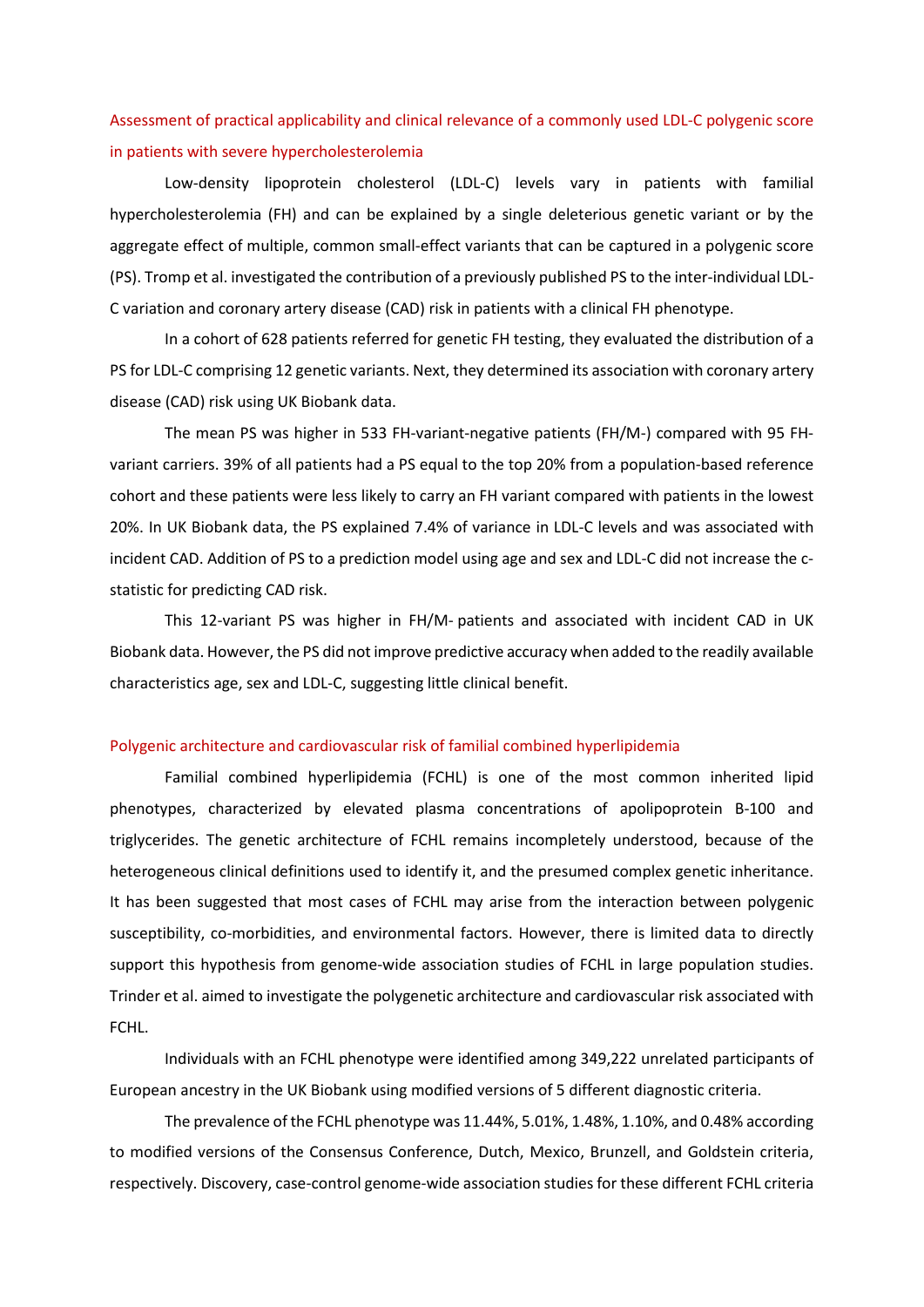## Assessment of practical applicability and clinical relevance of a commonly used LDL-C polygenic score in patients with severe hypercholesterolemia

Low-density lipoprotein cholesterol (LDL-C) levels vary in patients with familial hypercholesterolemia (FH) and can be explained by a single deleterious genetic variant or by the aggregate effect of multiple, common small-effect variants that can be captured in a polygenic score (PS). Tromp et al. investigated the contribution of a previously published PS to the inter-individual LDL-C variation and coronary artery disease (CAD) risk in patients with a clinical FH phenotype.

In a cohort of 628 patients referred for genetic FH testing, they evaluated the distribution of a PS for LDL-C comprising 12 genetic variants. Next, they determined its association with coronary artery disease (CAD) risk using UK Biobank data.

The mean PS was higher in 533 FH-variant-negative patients (FH/M-) compared with 95 FH-variant carriers. 39% of all patients had a PS equal to the top 20% from a population-based reference cohort and these patients were less likely to carry an FH variant compared with patients in the lowest 20%. In UK Biobank data, the PS explained 7.4% of variance in LDL-C levels and was associated with incident CAD. Addition of PS to a prediction model using age and sex and LDL-C did not increase the c-statistic for predicting CAD risk.

This 12-variant PS was higher in FH/M- patients and associated with incident CAD in UK Biobank data. However, the PS did not improve predictive accuracy when added to the readily available characteristics age, sex and LDL-C, suggesting little clinical benefit.

## Polygenic architecture and cardiovascular risk of familial combined hyperlipidemia

Familial combined hyperlipidemia (FCHL) is one of the most common inherited lipid phenotypes, characterized by elevated plasma concentrations of apolipoprotein B-100 and triglycerides. The genetic architecture of FCHL remains incompletely understood, because of the heterogeneous clinical definitions used to identify it, and the presumed complex genetic inheritance. It has been suggested that most cases of FCHL may arise from the interaction between polygenic susceptibility, co-morbidities, and environmental factors. However, there is limited data to directly support this hypothesis from genome-wide association studies of FCHL in large population studies. Trinder et al. aimed to investigate the polygenetic architecture and cardiovascular risk associated with FCHL.

Individuals with an FCHL phenotype were identified among 349,222 unrelated participants of European ancestry in the UK Biobank using modified versions of 5 different diagnostic criteria.

The prevalence of the FCHL phenotype was 11.44%, 5.01%, 1.48%, 1.10%, and 0.48% according to modified versions of the Consensus Conference, Dutch, Mexico, Brunzell, and Goldstein criteria, respectively. Discovery, case-control genome-wide association studies for these different FCHL criteria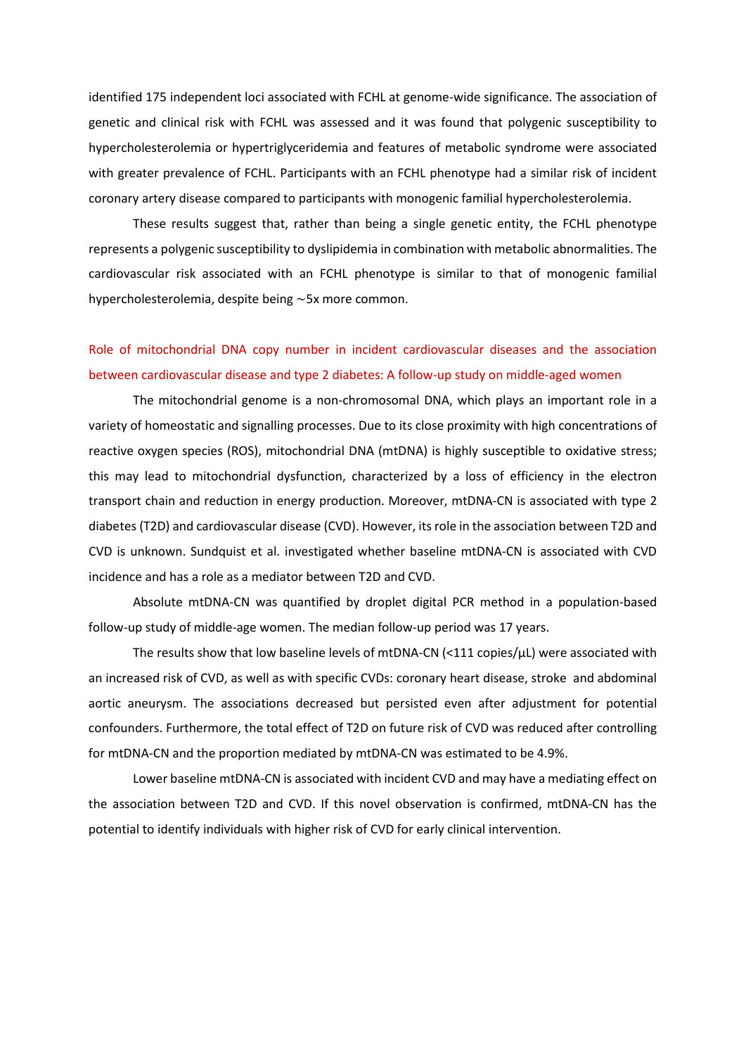identified 175 independent loci associated with FCHL at genome-wide significance. The association of genetic and clinical risk with FCHL was assessed and it was found that polygenic susceptibility to hypercholesterolemia or hypertriglyceridemia and features of metabolic syndrome were associated with greater prevalence of FCHL. Participants with an FCHL phenotype had a similar risk of incident coronary artery disease compared to participants with monogenic familial hypercholesterolemia.

These results suggest that, rather than being a single genetic entity, the FCHL phenotype represents a polygenic susceptibility to dyslipidemia in combination with metabolic abnormalities. The cardiovascular risk associated with an FCHL phenotype is similar to that of monogenic familial hypercholesterolemia, despite being ∼5x more common.

## Role of mitochondrial DNA copy number in incident cardiovascular diseases and the association between cardiovascular disease and type 2 diabetes: A follow-up study on middle-aged women

The mitochondrial genome is a non-chromosomal DNA, which plays an important role in a variety of homeostatic and signalling processes. Due to its close proximity with high concentrations of reactive oxygen species (ROS), mitochondrial DNA (mtDNA) is highly susceptible to oxidative stress; this may lead to mitochondrial dysfunction, characterized by a loss of efficiency in the electron transport chain and reduction in energy production. Moreover, mtDNA-CN is associated with type 2 diabetes (T2D) and cardiovascular disease (CVD). However, its role in the association between T2D and CVD is unknown. Sundquist et al. investigated whether baseline mtDNA-CN is associated with CVD incidence and has a role as a mediator between T2D and CVD.

Absolute mtDNA-CN was quantified by droplet digital PCR method in a population-based follow-up study of middle-age women. The median follow-up period was 17 years.

The results show that low baseline levels of mtDNA-CN (<111 copies/μL) were associated with an increased risk of CVD, as well as with specific CVDs: coronary heart disease, stroke and abdominal aortic aneurysm. The associations decreased but persisted even after adjustment for potential confounders. Furthermore, the total effect of T2D on future risk of CVD was reduced after controlling for mtDNA-CN and the proportion mediated by mtDNA-CN was estimated to be 4.9%.

Lower baseline mtDNA-CN is associated with incident CVD and may have a mediating effect on the association between T2D and CVD. If this novel observation is confirmed, mtDNA-CN has the potential to identify individuals with higher risk of CVD for early clinical intervention.